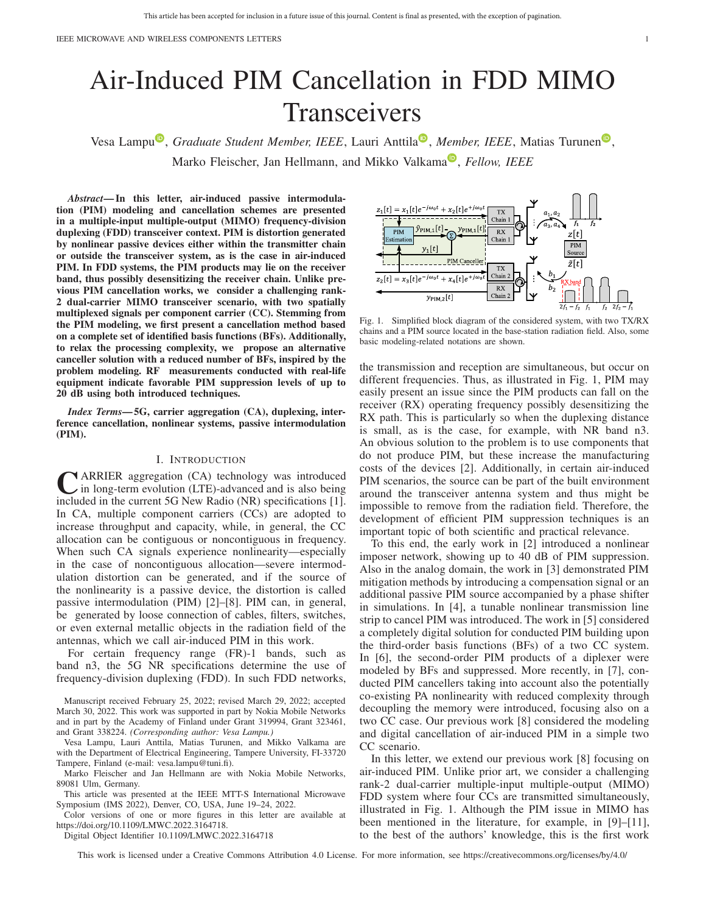# Air-Induced PIM Cancellation in FDD MIMO Transceivers

Vesa Lampu, *Graduate Student Member, IEEE*, Lauri Anttila, *Member, IEEE*, Matias Turunen, Marko Fleischer, Jan Hellmann, and Mikko Valkama, *Fellow, IEEE*

***Abstract*— In this letter, air-induced passive intermodulation (PIM) modeling and cancellation schemes are presented in a multiple-input multiple-output (MIMO) frequency-division duplexing (FDD) transceiver context. PIM is distortion generated by nonlinear passive devices either within the transmitter chain or outside the transceiver system, as is the case in air-induced PIM. In FDD systems, the PIM products may lie on the receiver band, thus possibly desensitizing the receiver chain. Unlike previous PIM cancellation works, we consider a challenging rank-2 dual-carrier MIMO transceiver scenario, with two spatially multiplexed signals per component carrier (CC). Stemming from the PIM modeling, we first present a cancellation method based on a complete set of identified basis functions (BFs). Additionally, to relax the processing complexity, we propose an alternative canceller solution with a reduced number of BFs, inspired by the problem modeling. RF measurements conducted with real-life equipment indicate favorable PIM suppression levels of up to 20 dB using both introduced techniques.**

***Index Terms*— 5G, carrier aggregation (CA), duplexing, interference cancellation, nonlinear systems, passive intermodulation (PIM).**

## I. Introduction

Carrier aggregation (CA) technology was introduced in long-term evolution (LTE)-advanced and is also being included in the current 5G New Radio (NR) specifications [1]. In CA, multiple component carriers (CCs) are adopted to increase throughput and capacity, while, in general, the CC allocation can be contiguous or noncontiguous in frequency. When such CA signals experience nonlinearity—especially in the case of noncontiguous allocation—severe intermodulation distortion can be generated, and if the source of the nonlinearity is a passive device, the distortion is called passive intermodulation (PIM) [2]–[8]. PIM can, in general, be generated by loose connection of cables, filters, switches, or even external metallic objects in the radiation field of the antennas, which we call air-induced PIM in this work.

For certain frequency range (FR)-1 bands, such as band n3, the 5G NR specifications determine the use of frequency-division duplexing (FDD). In such FDD networks, the transmission and reception are simultaneous, but occur on different frequencies. Thus, as illustrated in Fig. 1, PIM may easily present an issue since the PIM products can fall on the receiver (RX) operating frequency possibly desensitizing the RX path. This is particularly so when the duplexing distance is small, as is the case, for example, with NR band n3. An obvious solution to the problem is to use components that do not produce PIM, but these increase the manufacturing costs of the devices [2]. Additionally, in certain air-induced PIM scenarios, the source can be part of the built environment around the transceiver antenna system and thus might be impossible to remove from the radiation field. Therefore, the development of efficient PIM suppression techniques is an important topic of both scientific and practical relevance.

Fig. 1. Simplified block diagram of the considered system, with two TX/RX chains and a PIM source located in the base-station radiation field. Also, some basic modeling-related notations are shown.

To this end, the early work in [2] introduced a nonlinear imposer network, showing up to 40 dB of PIM suppression. Also in the analog domain, the work in [3] demonstrated PIM mitigation methods by introducing a compensation signal or an additional passive PIM source accompanied by a phase shifter in simulations. In [4], a tunable nonlinear transmission line strip to cancel PIM was introduced. The work in [5] considered a completely digital solution for conducted PIM building upon the third-order basis functions (BFs) of a two CC system. In [6], the second-order PIM products of a diplexer were modeled by BFs and suppressed. More recently, in [7], conducted PIM cancellers taking into account also the potentially co-existing PA nonlinearity with reduced complexity through decoupling the memory were introduced, focusing also on a two CC case. Our previous work [8] considered the modeling and digital cancellation of air-induced PIM in a simple two CC scenario.

In this letter, we extend our previous work [8] focusing on air-induced PIM. Unlike prior art, we consider a challenging rank-2 dual-carrier multiple-input multiple-output (MIMO) FDD system where four CCs are transmitted simultaneously, illustrated in Fig. 1. Although the PIM issue in MIMO has been mentioned in the literature, for example, in [9]–[11], to the best of the authors' knowledge, this is the first work

Manuscript received February 25, 2022; revised March 29, 2022; accepted March 30, 2022. This work was supported in part by Nokia Mobile Networks and in part by the Academy of Finland under Grant 319994, Grant 323461, and Grant 338224. *(Corresponding author: Vesa Lampu.)*

Vesa Lampu, Lauri Anttila, Matias Turunen, and Mikko Valkama are with the Department of Electrical Engineering, Tampere University, FI-33720 Tampere, Finland (e-mail: vesa.lampu@tuni.fi).

Marko Fleischer and Jan Hellmann are with Nokia Mobile Networks, 89081 Ulm, Germany.

This article was presented at the IEEE MTT-S International Microwave Symposium (IMS 2022), Denver, CO, USA, June 19–24, 2022.

Color versions of one or more figures in this letter are available at https://doi.org/10.1109/LMWC.2022.3164718.

Digital Object Identifier 10.1109/LMWC.2022.3164718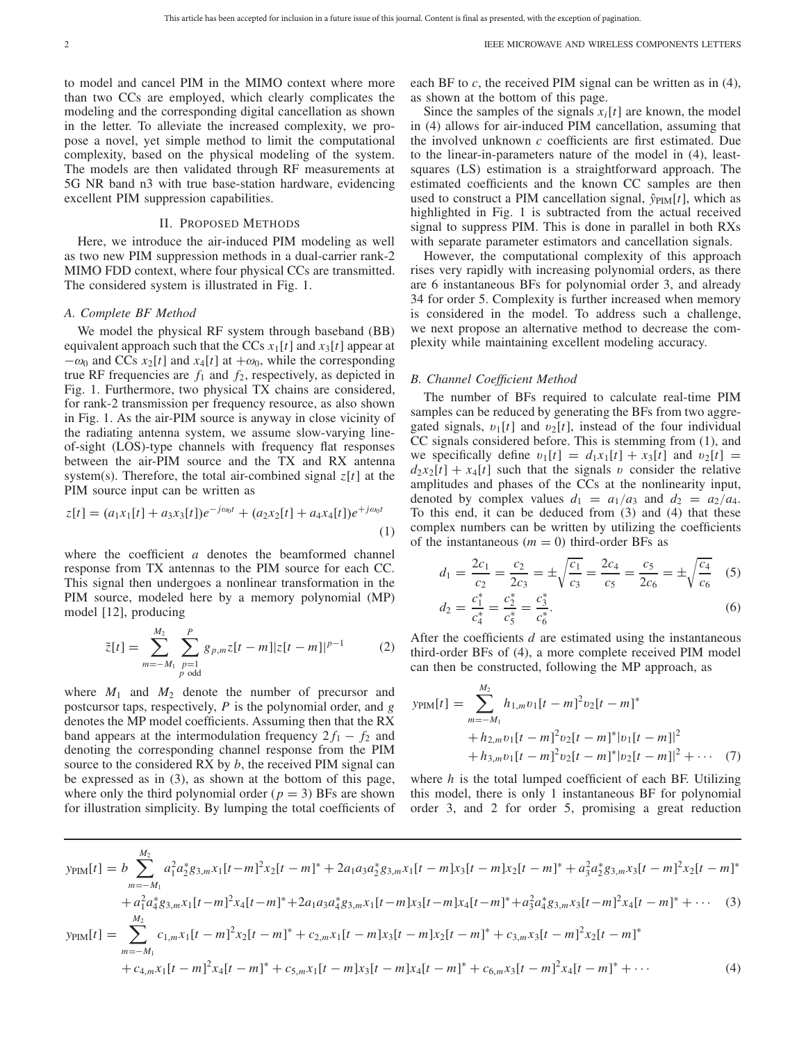to model and cancel PIM in the MIMO context where more than two CCs are employed, which clearly complicates the modeling and the corresponding digital cancellation as shown in the letter. To alleviate the increased complexity, we propose a novel, yet simple method to limit the computational complexity, based on the physical modeling of the system. The models are then validated through RF measurements at 5G NR band n3 with true base-station hardware, evidencing excellent PIM suppression capabilities.

## II. Proposed Methods

Here, we introduce the air-induced PIM modeling as well as two new PIM suppression methods in a dual-carrier rank-2 MIMO FDD context, where four physical CCs are transmitted. The considered system is illustrated in Fig. 1.

### A. Complete BF Method

We model the physical RF system through baseband (BB) equivalent approach such that the CCs $x_1[t]$ and $x_3[t]$ appear at $-\omega_0$ and CCs $x_2[t]$ and $x_4[t]$ at $+\omega_0$, while the corresponding true RF frequencies are $f_1$ and $f_2$, respectively, as depicted in Fig. 1. Furthermore, two physical TX chains are considered, for rank-2 transmission per frequency resource, as also shown in Fig. 1. As the air-PIM source is anyway in close vicinity of the radiating antenna system, we assume slow-varying line-of-sight (LOS)-type channels with frequency flat responses between the air-PIM source and the TX and RX antenna system(s). Therefore, the total air-combined signal $z[t]$ at the PIM source input can be written as

$$z[t] = (a_1x_1[t] + a_3x_3[t])e^{-j\omega_0 t} + (a_2x_2[t] + a_4x_4[t])e^{+j\omega_0 t} \tag{1}$$

where the coefficient $a$ denotes the beamformed channel response from TX antennas to the PIM source for each CC. This signal then undergoes a nonlinear transformation in the PIM source, modeled here by a memory polynomial (MP) model [12], producing

$$\tilde{z}[t] = \sum_{m=-M_1}^{M_2} \sum_{\substack{p=1 \\ p \text{ odd}}}^{P} g_{p,m} z[t-m]|z[t-m]|^{p-1} \tag{2}$$

where $M_1$ and $M_2$ denote the number of precursor and postcursor taps, respectively, $P$ is the polynomial order, and $g$ denotes the MP model coefficients. Assuming then that the RX band appears at the intermodulation frequency $2f_1 - f_2$ and denoting the corresponding channel response from the PIM source to the considered RX by $b$, the received PIM signal can be expressed as in (3), as shown at the bottom of this page, where only the third polynomial order ($p = 3$) BFs are shown for illustration simplicity. By lumping the total coefficients of each BF to $c$, the received PIM signal can be written as in (4), as shown at the bottom of this page.

$$\begin{aligned} y_{\text{PIM}}[t] = b\sum_{m=-M_1}^{M_2} & a_1^2a_2^*g_{3,m}x_1[t-m]^2x_2[t-m]^* + 2a_1a_3a_2^*g_{3,m}x_1[t-m]x_3[t-m]x_2[t-m]^* + a_3^2a_2^*g_{3,m}x_3[t-m]^2x_2[t-m]^* \\ & + a_1^2a_4^*g_{3,m}x_1[t-m]^2x_4[t-m]^* + 2a_1a_3a_4^*g_{3,m}x_1[t-m]x_3[t-m]x_4[t-m]^* + a_3^2a_4^*g_{3,m}x_3[t-m]^2x_4[t-m]^* + \cdots \end{aligned} \tag{3}$$

$$\begin{aligned} y_{\text{PIM}}[t] = \sum_{m=-M_1}^{M_2} & c_{1,m}x_1[t-m]^2x_2[t-m]^* + c_{2,m}x_1[t-m]x_3[t-m]x_2[t-m]^* + c_{3,m}x_3[t-m]^2x_2[t-m]^* \\ & + c_{4,m}x_1[t-m]^2x_4[t-m]^* + c_{5,m}x_1[t-m]x_3[t-m]x_4[t-m]^* + c_{6,m}x_3[t-m]^2x_4[t-m]^* + \cdots \end{aligned} \tag{4}$$

Since the samples of the signals $x_i[t]$ are known, the model in (4) allows for air-induced PIM cancellation, assuming that the involved unknown $c$ coefficients are first estimated. Due to the linear-in-parameters nature of the model in (4), least-squares (LS) estimation is a straightforward approach. The estimated coefficients and the known CC samples are then used to construct a PIM cancellation signal, $\hat{y}_{\text{PIM}}[t]$, which as highlighted in Fig. 1 is subtracted from the actual received signal to suppress PIM. This is done in parallel in both RXs with separate parameter estimators and cancellation signals.

However, the computational complexity of this approach rises very rapidly with increasing polynomial orders, as there are 6 instantaneous BFs for polynomial order 3, and already 34 for order 5. Complexity is further increased when memory is considered in the model. To address such a challenge, we next propose an alternative method to decrease the complexity while maintaining excellent modeling accuracy.

### B. Channel Coefficient Method

The number of BFs required to calculate real-time PIM samples can be reduced by generating the BFs from two aggregated signals, $\upsilon_1[t]$ and $\upsilon_2[t]$, instead of the four individual CC signals considered before. This is stemming from (1), and we specifically define $\upsilon_1[t] = d_1x_1[t] + x_3[t]$ and $\upsilon_2[t] = d_2x_2[t] + x_4[t]$ such that the signals $\upsilon$ consider the relative amplitudes and phases of the CCs at the nonlinearity input, denoted by complex values $d_1 = a_1/a_3$ and $d_2 = a_2/a_4$. To this end, it can be deduced from (3) and (4) that these complex numbers can be written by utilizing the coefficients of the instantaneous ($m = 0$) third-order BFs as

$$d_1 = \frac{2c_1}{c_2} = \frac{c_2}{2c_3} = \pm\sqrt{\frac{c_1}{c_3}} = \frac{2c_4}{c_5} = \frac{c_5}{2c_6} = \pm\sqrt{\frac{c_4}{c_6}} \tag{5}$$

$$d_2 = \frac{c_1^*}{c_4^*} = \frac{c_2^*}{c_5^*} = \frac{c_3^*}{c_6^*}. \tag{6}$$

After the coefficients $d$ are estimated using the instantaneous third-order BFs of (4), a more complete received PIM model can then be constructed, following the MP approach, as

$$\begin{aligned} y_{\text{PIM}}[t] = \sum_{m=-M_1}^{M_2} & h_{1,m}\upsilon_1[t-m]^2\upsilon_2[t-m]^* \\ & + h_{2,m}\upsilon_1[t-m]^2\upsilon_2[t-m]^*|\upsilon_1[t-m]|^2 \\ & + h_{3,m}\upsilon_1[t-m]^2\upsilon_2[t-m]^*|\upsilon_2[t-m]|^2 + \cdots \end{aligned} \tag{7}$$

where $h$ is the total lumped coefficient of each BF. Utilizing this model, there is only 1 instantaneous BF for polynomial order 3, and 2 for order 5, promising a great reduction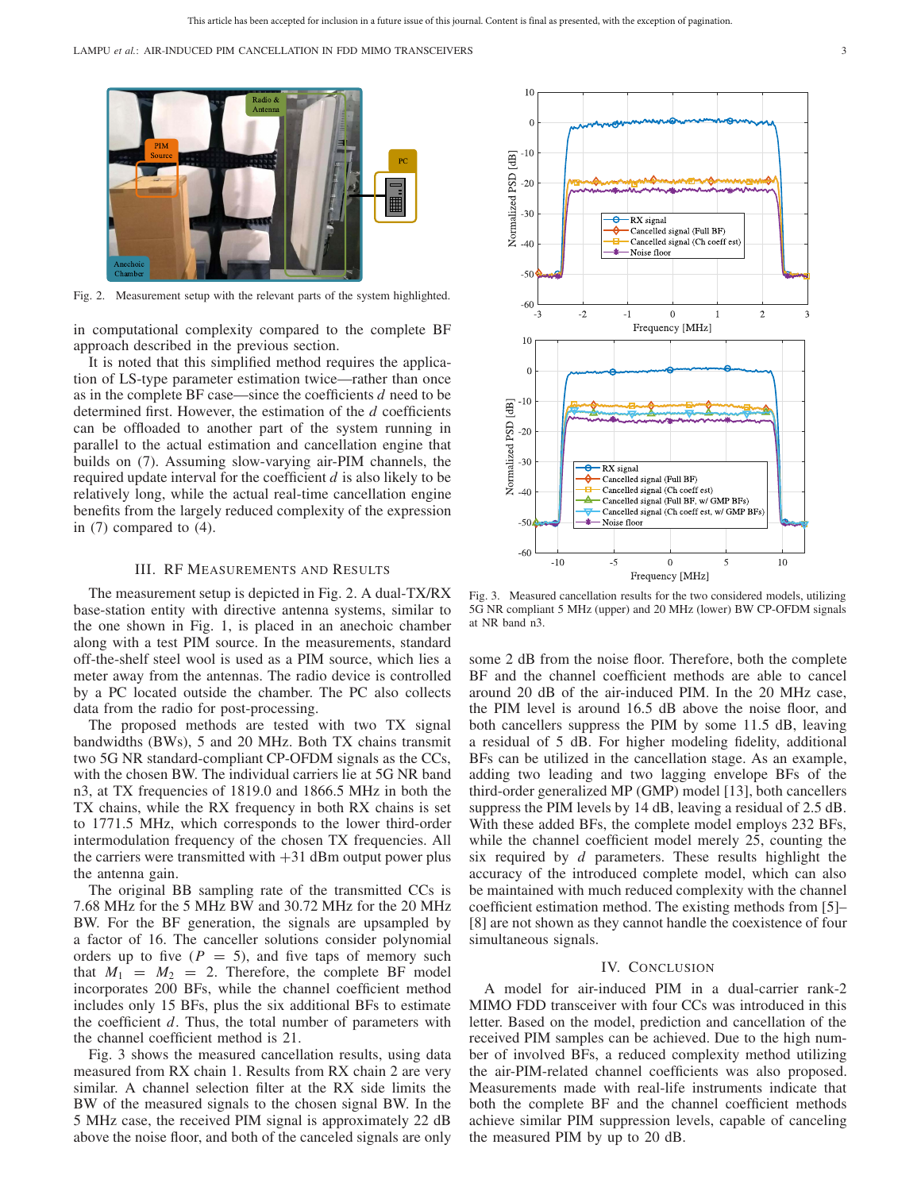Fig. 2. Measurement setup with the relevant parts of the system highlighted.

in computational complexity compared to the complete BF approach described in the previous section.

It is noted that this simplified method requires the application of LS-type parameter estimation twice—rather than once as in the complete BF case—since the coefficients $d$ need to be determined first. However, the estimation of the $d$ coefficients can be offloaded to another part of the system running in parallel to the actual estimation and cancellation engine that builds on (7). Assuming slow-varying air-PIM channels, the required update interval for the coefficient $d$ is also likely to be relatively long, while the actual real-time cancellation engine benefits from the largely reduced complexity of the expression in (7) compared to (4).

## III. RF Measurements and Results

The measurement setup is depicted in Fig. 2. A dual-TX/RX base-station entity with directive antenna systems, similar to the one shown in Fig. 1, is placed in an anechoic chamber along with a test PIM source. In the measurements, standard off-the-shelf steel wool is used as a PIM source, which lies a meter away from the antennas. The radio device is controlled by a PC located outside the chamber. The PC also collects data from the radio for post-processing.

The proposed methods are tested with two TX signal bandwidths (BWs), 5 and 20 MHz. Both TX chains transmit two 5G NR standard-compliant CP-OFDM signals as the CCs, with the chosen BW. The individual carriers lie at 5G NR band n3, at TX frequencies of 1819.0 and 1866.5 MHz in both the TX chains, while the RX frequency in both RX chains is set to 1771.5 MHz, which corresponds to the lower third-order intermodulation frequency of the chosen TX frequencies. All the carriers were transmitted with +31 dBm output power plus the antenna gain.

The original BB sampling rate of the transmitted CCs is 7.68 MHz for the 5 MHz BW and 30.72 MHz for the 20 MHz BW. For the BF generation, the signals are upsampled by a factor of 16. The canceller solutions consider polynomial orders up to five ($P = 5$), and five taps of memory such that $M_1 = M_2 = 2$. Therefore, the complete BF model incorporates 200 BFs, while the channel coefficient method includes only 15 BFs, plus the six additional BFs to estimate the coefficient $d$. Thus, the total number of parameters with the channel coefficient method is 21.

Fig. 3 shows the measured cancellation results, using data measured from RX chain 1. Results from RX chain 2 are very similar. A channel selection filter at the RX side limits the BW of the measured signals to the chosen signal BW. In the 5 MHz case, the received PIM signal is approximately 22 dB above the noise floor, and both of the canceled signals are only some 2 dB from the noise floor. Therefore, both the complete BF and the channel coefficient methods are able to cancel around 20 dB of the air-induced PIM. In the 20 MHz case, the PIM level is around 16.5 dB above the noise floor, and both cancellers suppress the PIM by some 11.5 dB, leaving a residual of 5 dB. For higher modeling fidelity, additional BFs can be utilized in the cancellation stage. As an example, adding two leading and two lagging envelope BFs of the third-order generalized MP (GMP) model [13], both cancellers suppress the PIM levels by 14 dB, leaving a residual of 2.5 dB. With these added BFs, the complete model employs 232 BFs, while the channel coefficient model merely 25, counting the six required by $d$ parameters. These results highlight the accuracy of the introduced complete model, which can also be maintained with much reduced complexity with the channel coefficient estimation method. The existing methods from [5]–[8] are not shown as they cannot handle the coexistence of four simultaneous signals.

Fig. 3. Measured cancellation results for the two considered models, utilizing 5G NR compliant 5 MHz (upper) and 20 MHz (lower) BW CP-OFDM signals at NR band n3.

## IV. Conclusion

A model for air-induced PIM in a dual-carrier rank-2 MIMO FDD transceiver with four CCs was introduced in this letter. Based on the model, prediction and cancellation of the received PIM samples can be achieved. Due to the high number of involved BFs, a reduced complexity method utilizing the air-PIM-related channel coefficients was also proposed. Measurements made with real-life instruments indicate that both the complete BF and the channel coefficient methods achieve similar PIM suppression levels, capable of canceling the measured PIM by up to 20 dB.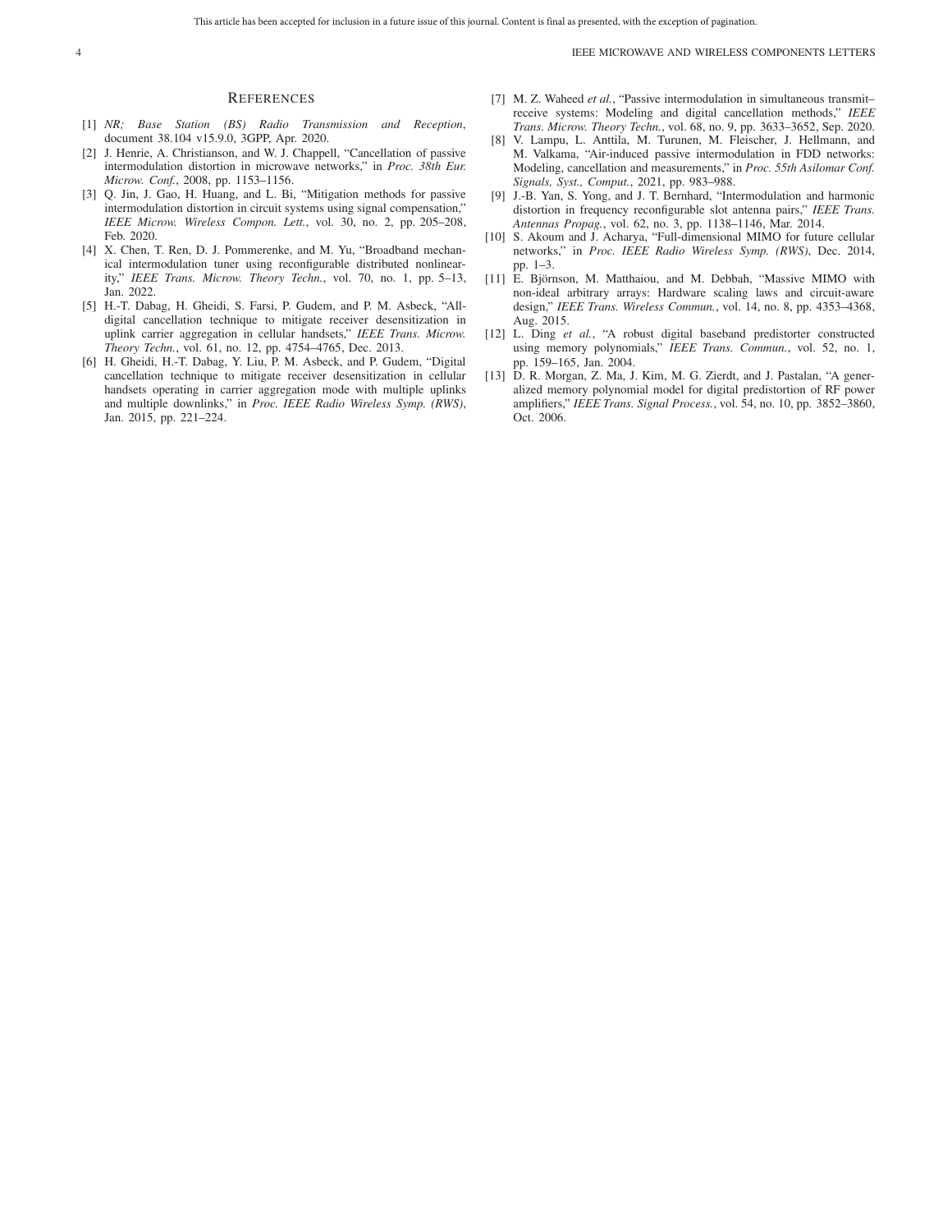## References

[1] *NR; Base Station (BS) Radio Transmission and Reception*, document 38.104 v15.9.0, 3GPP, Apr. 2020.

[2] J. Henrie, A. Christianson, and W. J. Chappell, "Cancellation of passive intermodulation distortion in microwave networks," in *Proc. 38th Eur. Microw. Conf.*, 2008, pp. 1153–1156.

[3] Q. Jin, J. Gao, H. Huang, and L. Bi, "Mitigation methods for passive intermodulation distortion in circuit systems using signal compensation," *IEEE Microw. Wireless Compon. Lett.*, vol. 30, no. 2, pp. 205–208, Feb. 2020.

[4] X. Chen, T. Ren, D. J. Pommerenke, and M. Yu, "Broadband mechanical intermodulation tuner using reconfigurable distributed nonlinearity," *IEEE Trans. Microw. Theory Techn.*, vol. 70, no. 1, pp. 5–13, Jan. 2022.

[5] H.-T. Dabag, H. Gheidi, S. Farsi, P. Gudem, and P. M. Asbeck, "All-digital cancellation technique to mitigate receiver desensitization in uplink carrier aggregation in cellular handsets," *IEEE Trans. Microw. Theory Techn.*, vol. 61, no. 12, pp. 4754–4765, Dec. 2013.

[6] H. Gheidi, H.-T. Dabag, Y. Liu, P. M. Asbeck, and P. Gudem, "Digital cancellation technique to mitigate receiver desensitization in cellular handsets operating in carrier aggregation mode with multiple uplinks and multiple downlinks," in *Proc. IEEE Radio Wireless Symp. (RWS)*, Jan. 2015, pp. 221–224.

[7] M. Z. Waheed *et al.*, "Passive intermodulation in simultaneous transmit–receive systems: Modeling and digital cancellation methods," *IEEE Trans. Microw. Theory Techn.*, vol. 68, no. 9, pp. 3633–3652, Sep. 2020.

[8] V. Lampu, L. Anttila, M. Turunen, M. Fleischer, J. Hellmann, and M. Valkama, "Air-induced passive intermodulation in FDD networks: Modeling, cancellation and measurements," in *Proc. 55th Asilomar Conf. Signals, Syst., Comput.*, 2021, pp. 983–988.

[9] J.-B. Yan, S. Yong, and J. T. Bernhard, "Intermodulation and harmonic distortion in frequency reconfigurable slot antenna pairs," *IEEE Trans. Antennas Propag.*, vol. 62, no. 3, pp. 1138–1146, Mar. 2014.

[10] S. Akoum and J. Acharya, "Full-dimensional MIMO for future cellular networks," in *Proc. IEEE Radio Wireless Symp. (RWS)*, Dec. 2014, pp. 1–3.

[11] E. Björnson, M. Matthaiou, and M. Debbah, "Massive MIMO with non-ideal arbitrary arrays: Hardware scaling laws and circuit-aware design," *IEEE Trans. Wireless Commun.*, vol. 14, no. 8, pp. 4353–4368, Aug. 2015.

[12] L. Ding *et al.*, "A robust digital baseband predistorter constructed using memory polynomials," *IEEE Trans. Commun.*, vol. 52, no. 1, pp. 159–165, Jan. 2004.

[13] D. R. Morgan, Z. Ma, J. Kim, M. G. Zierdt, and J. Pastalan, "A generalized memory polynomial model for digital predistortion of RF power amplifiers," *IEEE Trans. Signal Process.*, vol. 54, no. 10, pp. 3852–3860, Oct. 2006.